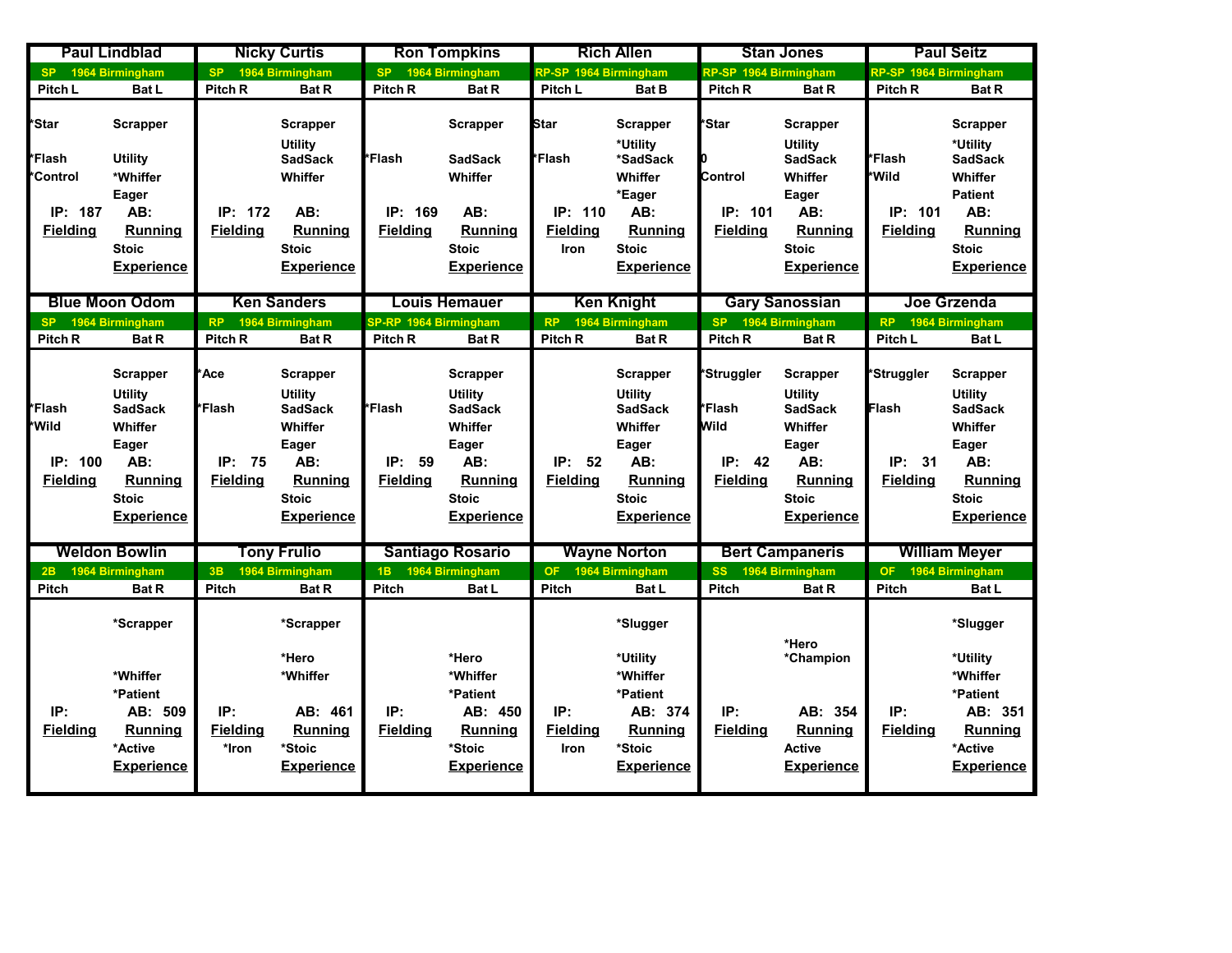## Paul Lindblad

SP 1964 Birmingham

Pitch L | Bat L

*Star | Scrapper
*Flash | Utility
*Control | *Whiffer
Eager

IP: 187 | AB:

**Fielding** | **Running**

Stoic

**Experience**

## Nicky Curtis

SP 1964 Birmingham

Pitch R | Bat R

Scrapper
Utility
SadSack
Whiffer

IP: 172 | AB:

**Fielding** | **Running**

Stoic

**Experience**

## Ron Tompkins

SP 1964 Birmingham

Pitch R | Bat R

Scrapper
*Flash | SadSack
Whiffer

IP: 169 | AB:

**Fielding** | **Running**

Stoic

**Experience**

## Rich Allen

RP-SP 1964 Birmingham

Pitch L | Bat B

Star | Scrapper
*Utility
*Flash | *SadSack
Whiffer
*Eager

IP: 110 | AB:

**Fielding** | **Running**

Iron | Stoic

**Experience**

## Stan Jones

RP-SP 1964 Birmingham

Pitch R | Bat R

*Star | Scrapper
Utility
0 | SadSack
Control | Whiffer
Eager

IP: 101 | AB:

**Fielding** | **Running**

Stoic

**Experience**

## Paul Seitz

RP-SP 1964 Birmingham

Pitch R | Bat R

Scrapper
*Utility
*Flash | SadSack
*Wild | Whiffer
Patient

IP: 101 | AB:

**Fielding** | **Running**

Stoic

**Experience**

## Blue Moon Odom

SP 1964 Birmingham

Pitch R | Bat R

Scrapper
Utility
*Flash | SadSack
*Wild | Whiffer
Eager

IP: 100 | AB:

**Fielding** | **Running**

Stoic

**Experience**

## Ken Sanders

RP 1964 Birmingham

Pitch R | Bat R

*Ace | Scrapper
Utility
*Flash | SadSack
Whiffer
Eager

IP: 75 | AB:

**Fielding** | **Running**

Stoic

**Experience**

## Louis Hemauer

SP-RP 1964 Birmingham

Pitch R | Bat R

Scrapper
Utility
*Flash | SadSack
Whiffer
Eager

IP: 59 | AB:

**Fielding** | **Running**

Stoic

**Experience**

## Ken Knight

RP 1964 Birmingham

Pitch R | Bat R

Scrapper
Utility
SadSack
Whiffer
Eager

IP: 52 | AB:

**Fielding** | **Running**

Stoic

**Experience**

## Gary Sanossian

SP 1964 Birmingham

Pitch R | Bat R

*Struggler | Scrapper
Utility
*Flash | SadSack
Wild | Whiffer
Eager

IP: 42 | AB:

**Fielding** | **Running**

Stoic

**Experience**

## Joe Grzenda

RP 1964 Birmingham

Pitch L | Bat L

*Struggler | Scrapper
Utility
Flash | SadSack
Whiffer
Eager

IP: 31 | AB:

**Fielding** | **Running**

Stoic

**Experience**

## Weldon Bowlin

2B 1964 Birmingham

Pitch | Bat R

*Scrapper
*Whiffer
*Patient

IP: | AB: 509

**Fielding** | **Running**

*Active

**Experience**

## Tony Frulio

3B 1964 Birmingham

Pitch | Bat R

*Scrapper
*Hero
*Whiffer

IP: | AB: 461

**Fielding** | **Running**

*Iron | *Stoic

**Experience**

## Santiago Rosario

1B 1964 Birmingham

Pitch | Bat L

*Hero
*Whiffer
*Patient

IP: | AB: 450

**Fielding** | **Running**

*Stoic

**Experience**

## Wayne Norton

OF 1964 Birmingham

Pitch | Bat L

*Slugger
*Utility
*Whiffer
*Patient

IP: | AB: 374

**Fielding** | **Running**

Iron | *Stoic

**Experience**

## Bert Campaneris

SS 1964 Birmingham

Pitch | Bat R

*Hero
*Champion

IP: | AB: 354

**Fielding** | **Running**

Active

**Experience**

## William Meyer

OF 1964 Birmingham

Pitch | Bat L

*Slugger
*Utility
*Whiffer
*Patient

IP: | AB: 351

**Fielding** | **Running**

*Active

**Experience**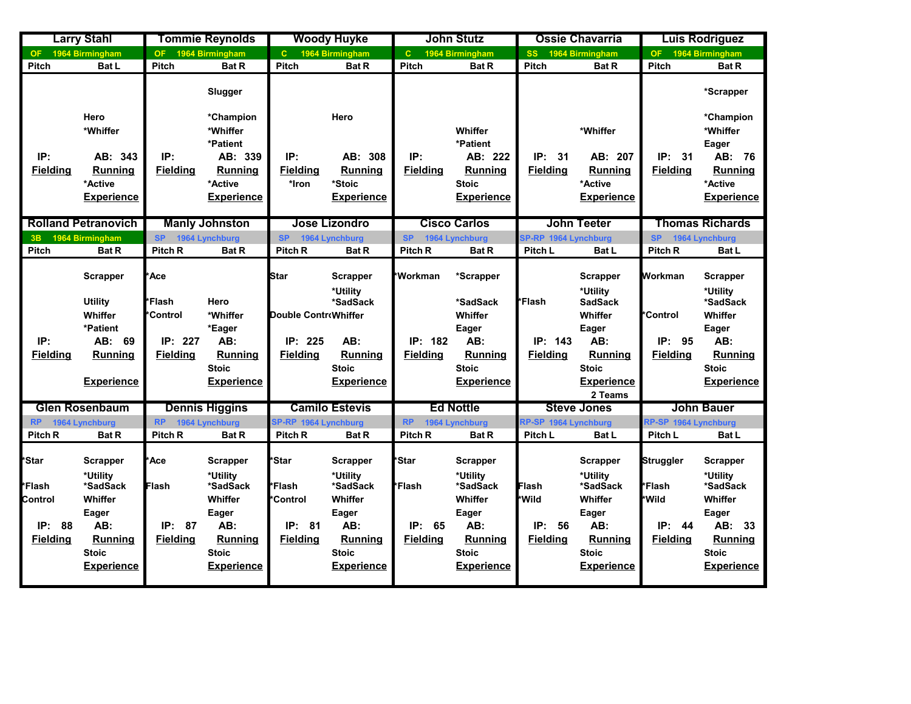## Larry Stahl
**OF 1964 Birmingham**

Pitch | Bat L

Hero
*Whiffer

IP: | AB: 343

Fielding | Running

*Active

Experience

## Tommie Reynolds
**OF 1964 Birmingham**

Pitch | Bat R

Slugger

*Champion
*Whiffer
*Patient

IP: | AB: 339

Fielding | Running

*Active

Experience

## Woody Huyke
**C 1964 Birmingham**

Pitch | Bat R

Hero

IP: | AB: 308

Fielding | Running

*Iron | *Stoic

Experience

## John Stutz
**C 1964 Birmingham**

Pitch | Bat R

Whiffer
*Patient

IP: | AB: 222

Fielding | Running

Stoic

Experience

## Ossie Chavarria
**SS 1964 Birmingham**

Pitch | Bat R

*Whiffer

IP: 31 | AB: 207

Fielding | Running

*Active

Experience

## Luis Rodriguez
**OF 1964 Birmingham**

Pitch | Bat R

*Scrapper

*Champion
*Whiffer
Eager

IP: 31 | AB: 76

Fielding | Running

*Active

Experience

## Rolland Petranovich
**3B 1964 Birmingham**

Pitch | Bat R

Scrapper

Utility
Whiffer
*Patient

IP: | AB: 69

Fielding | Running

Experience

## Manly Johnston
**SP 1964 Lynchburg**

Pitch R | Bat R

*Ace

*Flash | Hero
*Control | *Whiffer
*Eager

IP: 227 | AB:

Fielding | Running

Stoic

Experience

## Jose Lizondro
**SP 1964 Lynchburg**

Pitch R | Bat R

Star | Scrapper

*Utility
*SadSack
Double Control | Whiffer

IP: 225 | AB:

Fielding | Running

Stoic

Experience

## Cisco Carlos
**SP 1964 Lynchburg**

Pitch R | Bat R

*Workman | *Scrapper

*SadSack
Whiffer
Eager

IP: 182 | AB:

Fielding | Running

Stoic

Experience

## John Teeter
**SP-RP 1964 Lynchburg**

Pitch L | Bat L

Scrapper

*Utility
*Flash | SadSack
Whiffer
Eager

IP: 143 | AB:

Fielding | Running

Stoic

Experience

2 Teams

## Thomas Richards
**SP 1964 Lynchburg**

Pitch R | Bat L

Workman | Scrapper

*Utility
*SadSack
*Control | Whiffer
Eager

IP: 95 | AB:

Fielding | Running

Stoic

Experience

## Glen Rosenbaum
**RP 1964 Lynchburg**

Pitch R | Bat R

*Star | Scrapper

*Utility
*Flash | *SadSack
Control | Whiffer
Eager

IP: 88 | AB:

Fielding | Running

Stoic

Experience

## Dennis Higgins
**RP 1964 Lynchburg**

Pitch R | Bat R

*Ace | Scrapper

*Utility
Flash | *SadSack
Whiffer
Eager

IP: 87 | AB:

Fielding | Running

Stoic

Experience

## Camilo Estevis
**SP-RP 1964 Lynchburg**

Pitch R | Bat R

*Star | Scrapper

*Utility
*Flash | *SadSack
*Control | Whiffer
Eager

IP: 81 | AB:

Fielding | Running

Stoic

Experience

## Ed Nottle
**RP 1964 Lynchburg**

Pitch R | Bat R

*Star | Scrapper

*Utility
*Flash | *SadSack
Whiffer
Eager

IP: 65 | AB:

Fielding | Running

Stoic

Experience

## Steve Jones
**RP-SP 1964 Lynchburg**

Pitch L | Bat L

Scrapper

*Utility
Flash | *SadSack
*Wild | Whiffer
Eager

IP: 56 | AB:

Fielding | Running

Stoic

Experience

## John Bauer
**RP-SP 1964 Lynchburg**

Pitch L | Bat L

Struggler | Scrapper

*Utility
*Flash | *SadSack
*Wild | Whiffer
Eager

IP: 44 | AB: 33

Fielding | Running

Stoic

Experience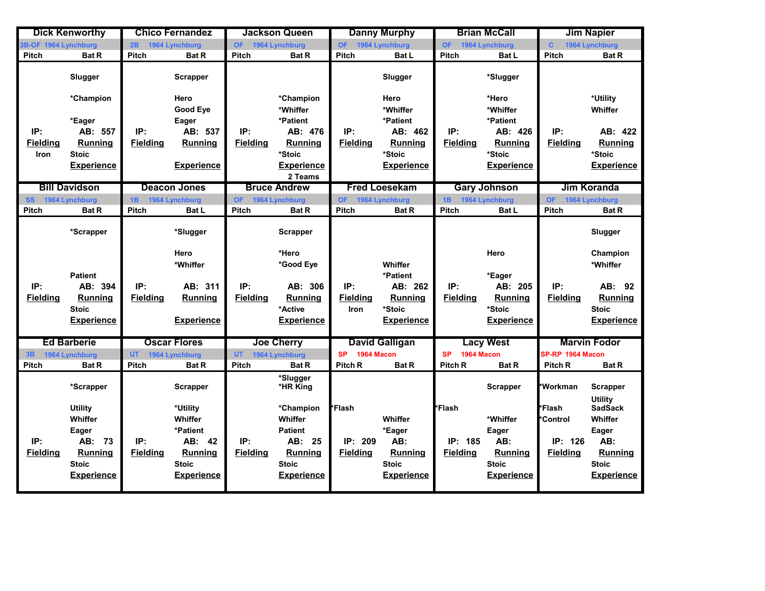| Dick Kenworthy | Chico Fernandez | Jackson Queen | Danny Murphy | Brian McCall | Jim Napier |
|---|---|---|---|---|---|
| 3B-OF 1964 Lynchburg | 2B 1964 Lynchburg | OF 1964 Lynchburg | OF 1964 Lynchburg | OF 1964 Lynchburg | C 1964 Lynchburg |
| Pitch / Bat R | Pitch / Bat R | Pitch / Bat R | Pitch / Bat L | Pitch / Bat L | Pitch / Bat R |
| Slugger<br>*Champion<br>*Eager | Scrapper<br>Hero<br>Good Eye<br>Eager | *Champion<br>*Whiffer<br>*Patient | Slugger<br>Hero<br>*Whiffer<br>*Patient | *Slugger<br>*Hero<br>*Whiffer<br>*Patient | *Utility<br>Whiffer |
| IP: / AB: 557 | IP: / AB: 537 | IP: / AB: 476 | IP: / AB: 462 | IP: / AB: 426 | IP: / AB: 422 |
| Fielding / Running | Fielding / Running | Fielding / Running | Fielding / Running | Fielding / Running | Fielding / Running |
| Iron / Stoic | | *Stoic | *Stoic | *Stoic | *Stoic |
| Experience | Experience | Experience<br>2 Teams | Experience | Experience | Experience |

| Bill Davidson | Deacon Jones | Bruce Andrew | Fred Loesekam | Gary Johnson | Jim Koranda |
|---|---|---|---|---|---|
| SS 1964 Lynchburg | 1B 1964 Lynchburg | OF 1964 Lynchburg | OF 1964 Lynchburg | 1B 1964 Lynchburg | OF 1964 Lynchburg |
| Pitch / Bat R | Pitch / Bat L | Pitch / Bat R | Pitch / Bat R | Pitch / Bat L | Pitch / Bat R |
| *Scrapper<br>Patient | *Slugger<br>Hero<br>*Whiffer | Scrapper<br>*Hero<br>*Good Eye | Whiffer<br>*Patient | Hero<br>*Eager | Slugger<br>Champion<br>*Whiffer |
| IP: / AB: 394 | IP: / AB: 311 | IP: / AB: 306 | IP: / AB: 262 | IP: / AB: 205 | IP: / AB: 92 |
| Fielding / Running | Fielding / Running | Fielding / Running | Fielding / Running | Fielding / Running | Fielding / Running |
| Stoic | | *Active | Iron / *Stoic | *Stoic | Stoic |
| Experience | Experience | Experience | Experience | Experience | Experience |

| Ed Barberie | Oscar Flores | Joe Cherry | David Galligan | Lacy West | Marvin Fodor |
|---|---|---|---|---|---|
| 3B 1964 Lynchburg | UT 1964 Lynchburg | UT 1964 Lynchburg | SP 1964 Macon | SP 1964 Macon | SP-RP 1964 Macon |
| Pitch / Bat R | Pitch / Bat R | Pitch / Bat R | Pitch R / Bat R | Pitch R / Bat R | Pitch R / Bat R |
| *Scrapper<br>Utility<br>Whiffer<br>Eager | Scrapper<br>*Utility<br>Whiffer<br>*Patient | *Slugger<br>*HR King<br>*Champion<br>Whiffer<br>Patient | *Flash<br>Whiffer<br>*Eager | *Flash<br>Scrapper<br>*Whiffer<br>Eager | *Workman<br>*Flash<br>*Control<br>Scrapper<br>Utility<br>SadSack<br>Whiffer<br>Eager |
| IP: / AB: 73 | IP: / AB: 42 | IP: / AB: 25 | IP: 209 / AB: | IP: 185 / AB: | IP: 126 / AB: |
| Fielding / Running | Fielding / Running | Fielding / Running | Fielding / Running | Fielding / Running | Fielding / Running |
| Stoic | Stoic | Stoic | Stoic | Stoic | Stoic |
| Experience | Experience | Experience | Experience | Experience | Experience |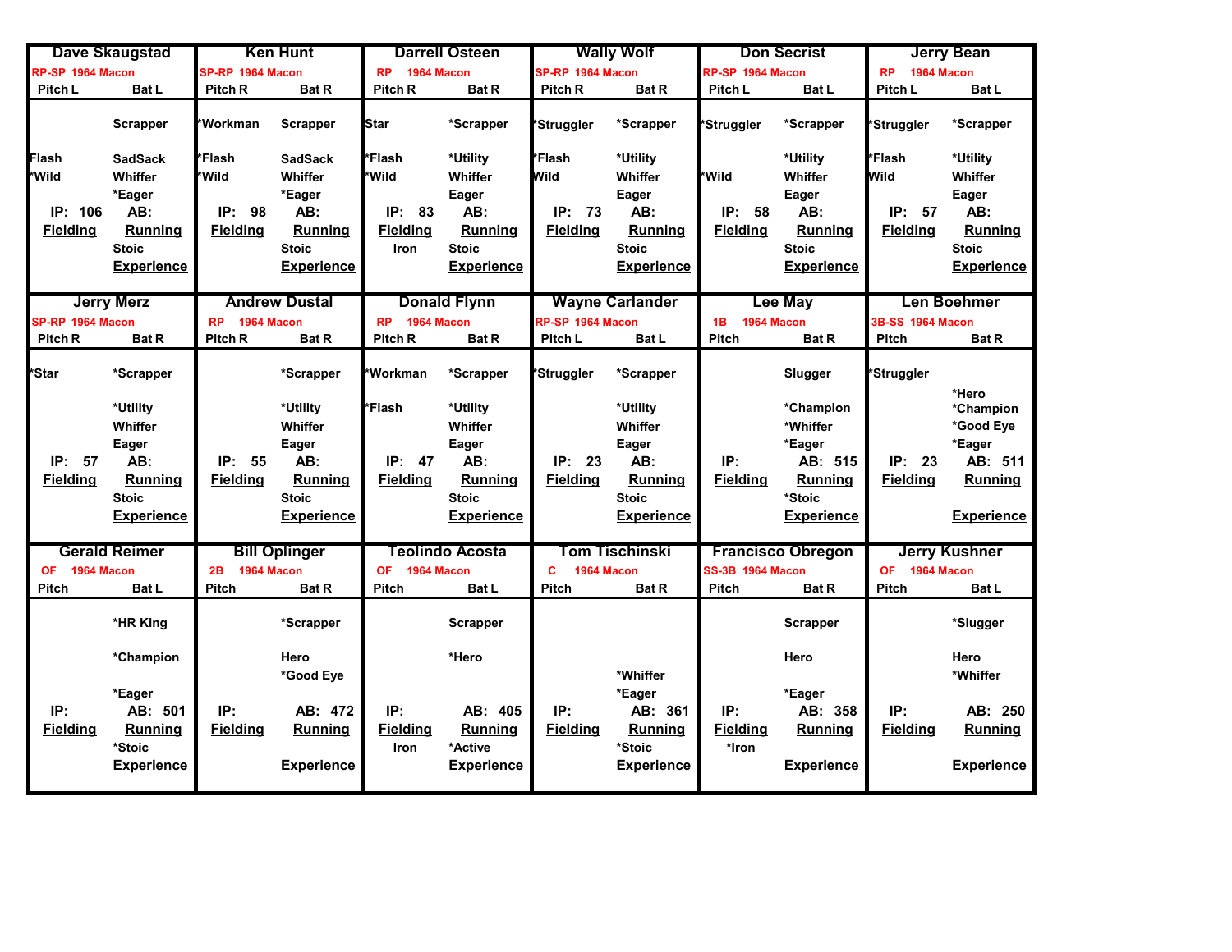## Dave Skaugstad

RP-SP 1964 Macon
Pitch L Bat L

| | |
|---|---|
| | Scrapper |
| Flash | SadSack |
| *Wild | Whiffer |
| | *Eager |
| IP: 106 | AB: |
| **Fielding** | **Running** |
| | Stoic |
| | **Experience** |

## Ken Hunt

SP-RP 1964 Macon
Pitch R Bat R

| | |
|---|---|
| *Workman | Scrapper |
| *Flash | SadSack |
| *Wild | Whiffer |
| | *Eager |
| IP: 98 | AB: |
| **Fielding** | **Running** |
| | Stoic |
| | **Experience** |

## Darrell Osteen

RP 1964 Macon
Pitch R Bat R

| | |
|---|---|
| Star | *Scrapper |
| *Flash | *Utility |
| *Wild | Whiffer |
| | Eager |
| IP: 83 | AB: |
| **Fielding** | **Running** |
| Iron | Stoic |
| | **Experience** |

## Wally Wolf

SP-RP 1964 Macon
Pitch R Bat R

| | |
|---|---|
| *Struggler | *Scrapper |
| *Flash | *Utility |
| Wild | Whiffer |
| | Eager |
| IP: 73 | AB: |
| **Fielding** | **Running** |
| | Stoic |
| | **Experience** |

## Don Secrist

RP-SP 1964 Macon
Pitch L Bat L

| | |
|---|---|
| *Struggler | *Scrapper |
| | *Utility |
| *Wild | Whiffer |
| | Eager |
| IP: 58 | AB: |
| **Fielding** | **Running** |
| | Stoic |
| | **Experience** |

## Jerry Bean

RP 1964 Macon
Pitch L Bat L

| | |
|---|---|
| *Struggler | *Scrapper |
| *Flash | *Utility |
| Wild | Whiffer |
| | Eager |
| IP: 57 | AB: |
| **Fielding** | **Running** |
| | Stoic |
| | **Experience** |

## Jerry Merz

SP-RP 1964 Macon
Pitch R Bat R

| | |
|---|---|
| *Star | *Scrapper |
| | *Utility |
| | Whiffer |
| | Eager |
| IP: 57 | AB: |
| **Fielding** | **Running** |
| | Stoic |
| | **Experience** |

## Andrew Dustal

RP 1964 Macon
Pitch R Bat R

| | |
|---|---|
| | *Scrapper |
| | *Utility |
| | Whiffer |
| | Eager |
| IP: 55 | AB: |
| **Fielding** | **Running** |
| | Stoic |
| | **Experience** |

## Donald Flynn

RP 1964 Macon
Pitch R Bat R

| | |
|---|---|
| *Workman | *Scrapper |
| *Flash | *Utility |
| | Whiffer |
| | Eager |
| IP: 47 | AB: |
| **Fielding** | **Running** |
| | Stoic |
| | **Experience** |

## Wayne Carlander

RP-SP 1964 Macon
Pitch L Bat L

| | |
|---|---|
| *Struggler | *Scrapper |
| | *Utility |
| | Whiffer |
| | Eager |
| IP: 23 | AB: |
| **Fielding** | **Running** |
| | Stoic |
| | **Experience** |

## Lee May

1B 1964 Macon
Pitch Bat R

| | |
|---|---|
| | Slugger |
| | *Champion |
| | *Whiffer |
| | *Eager |
| IP: | AB: 515 |
| **Fielding** | **Running** |
| | *Stoic |
| | **Experience** |

## Len Boehmer

3B-SS 1964 Macon
Pitch Bat R

| | |
|---|---|
| *Struggler | |
| | *Hero |
| | *Champion |
| | *Good Eye |
| | *Eager |
| IP: 23 | AB: 511 |
| **Fielding** | **Running** |
| | **Experience** |

## Gerald Reimer

OF 1964 Macon
Pitch Bat L

| | |
|---|---|
| | *HR King |
| | *Champion |
| | *Eager |
| IP: | AB: 501 |
| **Fielding** | **Running** |
| | *Stoic |
| | **Experience** |

## Bill Oplinger

2B 1964 Macon
Pitch Bat R

| | |
|---|---|
| | *Scrapper |
| | Hero |
| | *Good Eye |
| IP: | AB: 472 |
| **Fielding** | **Running** |
| | **Experience** |

## Teolindo Acosta

OF 1964 Macon
Pitch Bat L

| | |
|---|---|
| | Scrapper |
| | *Hero |
| IP: | AB: 405 |
| **Fielding** | **Running** |
| Iron | *Active |
| | **Experience** |

## Tom Tischinski

C 1964 Macon
Pitch Bat R

| | |
|---|---|
| | *Whiffer |
| | *Eager |
| IP: | AB: 361 |
| **Fielding** | **Running** |
| | *Stoic |
| | **Experience** |

## Francisco Obregon

SS-3B 1964 Macon
Pitch Bat R

| | |
|---|---|
| | Scrapper |
| | Hero |
| | *Eager |
| IP: | AB: 358 |
| **Fielding** | **Running** |
| *Iron | |
| | **Experience** |

## Jerry Kushner

OF 1964 Macon
Pitch Bat L

| | |
|---|---|
| | *Slugger |
| | Hero |
| | *Whiffer |
| IP: | AB: 250 |
| **Fielding** | **Running** |
| | **Experience** |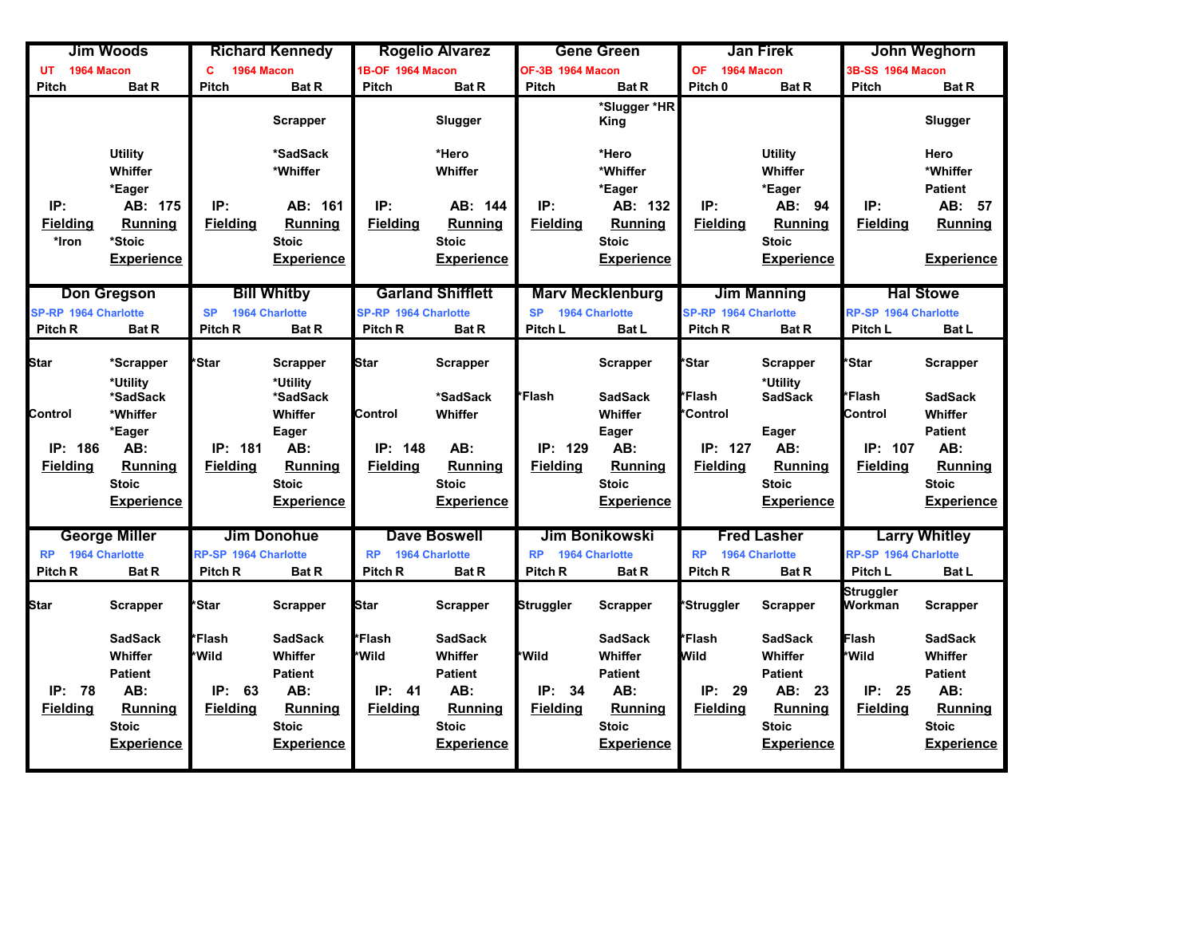| Jim Woods | Richard Kennedy | Rogelio Alvarez | Gene Green | Jan Firek | John Weghorn |
|---|---|---|---|---|---|
| UT 1964 Macon | C 1964 Macon | 1B-OF 1964 Macon | OF-3B 1964 Macon | OF 1964 Macon | 3B-SS 1964 Macon |
| Pitch / Bat R | Pitch / Bat R | Pitch / Bat R | Pitch / Bat R | Pitch 0 / Bat R | Pitch / Bat R |
| | Scrapper | Slugger | *Slugger *HR King | | Slugger |
| Utility | *SadSack | *Hero | *Hero | Utility | Hero |
| Whiffer | *Whiffer | Whiffer | *Whiffer | Whiffer | *Whiffer |
| *Eager | | | *Eager | *Eager | Patient |
| IP: / AB: 175 | IP: / AB: 161 | IP: / AB: 144 | IP: / AB: 132 | IP: / AB: 94 | IP: / AB: 57 |
| Fielding / Running | Fielding / Running | Fielding / Running | Fielding / Running | Fielding / Running | Fielding / Running |
| *Iron / *Stoic | Stoic | Stoic | Stoic | Stoic | |
| Experience | Experience | Experience | Experience | Experience | Experience |

| Don Gregson | Bill Whitby | Garland Shifflett | Marv Mecklenburg | Jim Manning | Hal Stowe |
|---|---|---|---|---|---|
| SP-RP 1964 Charlotte | SP 1964 Charlotte | SP-RP 1964 Charlotte | SP 1964 Charlotte | SP-RP 1964 Charlotte | RP-SP 1964 Charlotte |
| Pitch R / Bat R | Pitch R / Bat R | Pitch R / Bat R | Pitch L / Bat L | Pitch R / Bat R | Pitch L / Bat L |
| Star / *Scrapper | *Star / Scrapper | Star / Scrapper | Scrapper | *Star / Scrapper | *Star / Scrapper |
| *Utility | *Utility | | | *Utility | |
| *SadSack | *SadSack | *SadSack | *Flash / SadSack | *Flash / SadSack | *Flash / SadSack |
| Control / *Whiffer | Whiffer | Control / Whiffer | Whiffer | *Control | Control / Whiffer |
| *Eager | Eager | | Eager | Eager | Patient |
| IP: 186 / AB: | IP: 181 / AB: | IP: 148 / AB: | IP: 129 / AB: | IP: 127 / AB: | IP: 107 / AB: |
| Fielding / Running | Fielding / Running | Fielding / Running | Fielding / Running | Fielding / Running | Fielding / Running |
| Stoic | Stoic | Stoic | Stoic | Stoic | Stoic |
| Experience | Experience | Experience | Experience | Experience | Experience |

| George Miller | Jim Donohue | Dave Boswell | Jim Bonikowski | Fred Lasher | Larry Whitley |
|---|---|---|---|---|---|
| RP 1964 Charlotte | RP-SP 1964 Charlotte | RP 1964 Charlotte | RP 1964 Charlotte | RP 1964 Charlotte | RP-SP 1964 Charlotte |
| Pitch R / Bat R | Pitch R / Bat R | Pitch R / Bat R | Pitch R / Bat R | Pitch R / Bat R | Pitch L / Bat L |
| Star / Scrapper | *Star / Scrapper | Star / Scrapper | Struggler / Scrapper | *Struggler / Scrapper | Struggler Workman / Scrapper |
| SadSack | *Flash / SadSack | *Flash / SadSack | SadSack | *Flash / SadSack | Flash / SadSack |
| Whiffer | *Wild / Whiffer | *Wild / Whiffer | *Wild / Whiffer | Wild / Whiffer | *Wild / Whiffer |
| Patient | Patient | Patient | Patient | Patient | Patient |
| IP: 78 / AB: | IP: 63 / AB: | IP: 41 / AB: | IP: 34 / AB: | IP: 29 / AB: 23 | IP: 25 / AB: |
| Fielding / Running | Fielding / Running | Fielding / Running | Fielding / Running | Fielding / Running | Fielding / Running |
| Stoic | Stoic | Stoic | Stoic | Stoic | Stoic |
| Experience | Experience | Experience | Experience | Experience | Experience |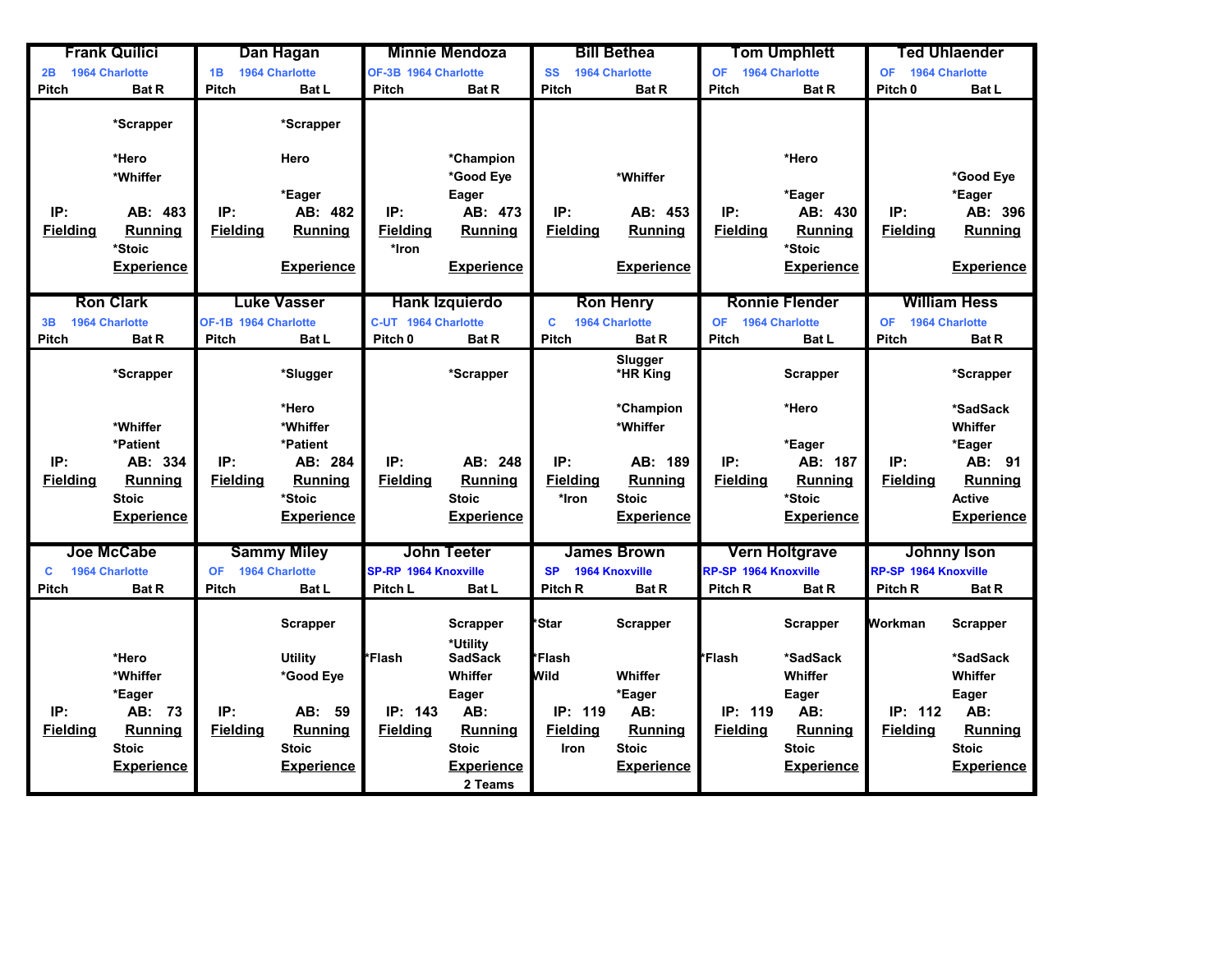## Frank Quilici
2B 1964 Charlotte
Pitch | Bat R

*Scrapper
*Hero
*Whiffer

IP: | AB: 483
Fielding | Running
*Stoic
Experience

## Dan Hagan
1B 1964 Charlotte
Pitch | Bat L

*Scrapper
Hero
*Eager

IP: | AB: 482
Fielding | Running
Experience

## Minnie Mendoza
OF-3B 1964 Charlotte
Pitch | Bat R

*Champion
*Good Eye
Eager

IP: | AB: 473
Fielding | Running
*Iron
Experience

## Bill Bethea
SS 1964 Charlotte
Pitch | Bat R

*Whiffer

IP: | AB: 453
Fielding | Running
Experience

## Tom Umphlett
OF 1964 Charlotte
Pitch | Bat R

*Hero
*Eager

IP: | AB: 430
Fielding | Running
*Stoic
Experience

## Ted Uhlaender
OF 1964 Charlotte
Pitch 0 | Bat L

*Good Eye
*Eager

IP: | AB: 396
Fielding | Running
Experience

## Ron Clark
3B 1964 Charlotte
Pitch | Bat R

*Scrapper
*Whiffer
*Patient

IP: | AB: 334
Fielding | Running
Stoic
Experience

## Luke Vasser
OF-1B 1964 Charlotte
Pitch | Bat L

*Slugger
*Hero
*Whiffer
*Patient

IP: | AB: 284
Fielding | Running
*Stoic
Experience

## Hank Izquierdo
C-UT 1964 Charlotte
Pitch 0 | Bat R

*Scrapper

IP: | AB: 248
Fielding | Running
Stoic
Experience

## Ron Henry
C 1964 Charlotte
Pitch | Bat R

Slugger
*HR King
*Champion
*Whiffer

IP: | AB: 189
Fielding | Running
*Iron | Stoic
Experience

## Ronnie Flender
OF 1964 Charlotte
Pitch | Bat L

Scrapper
*Hero
*Eager

IP: | AB: 187
Fielding | Running
*Stoic
Experience

## William Hess
OF 1964 Charlotte
Pitch | Bat R

*Scrapper
*SadSack
Whiffer
*Eager

IP: | AB: 91
Fielding | Running
Active
Experience

## Joe McCabe
C 1964 Charlotte
Pitch | Bat R

*Hero
*Whiffer
*Eager

IP: | AB: 73
Fielding | Running
Stoic
Experience

## Sammy Miley
OF 1964 Charlotte
Pitch | Bat L

Scrapper
Utility
*Good Eye

IP: | AB: 59
Fielding | Running
Stoic
Experience

## John Teeter
SP-RP 1964 Knoxville
Pitch L | Bat L

Scrapper
*Utility
*Flash | SadSack
Whiffer
Eager

IP: 143 | AB:
Fielding | Running
Stoic
Experience
2 Teams

## James Brown
SP 1964 Knoxville
Pitch R | Bat R

*Star | Scrapper
*Flash
Wild | Whiffer
*Eager

IP: 119 | AB:
Fielding | Running
Iron | Stoic
Experience

## Vern Holtgrave
RP-SP 1964 Knoxville
Pitch R | Bat R

Scrapper
*Flash | *SadSack
Whiffer
Eager

IP: 119 | AB:
Fielding | Running
Stoic
Experience

## Johnny Ison
RP-SP 1964 Knoxville
Pitch R | Bat R

Workman | Scrapper
*SadSack
Whiffer
Eager

IP: 112 | AB:
Fielding | Running
Stoic
Experience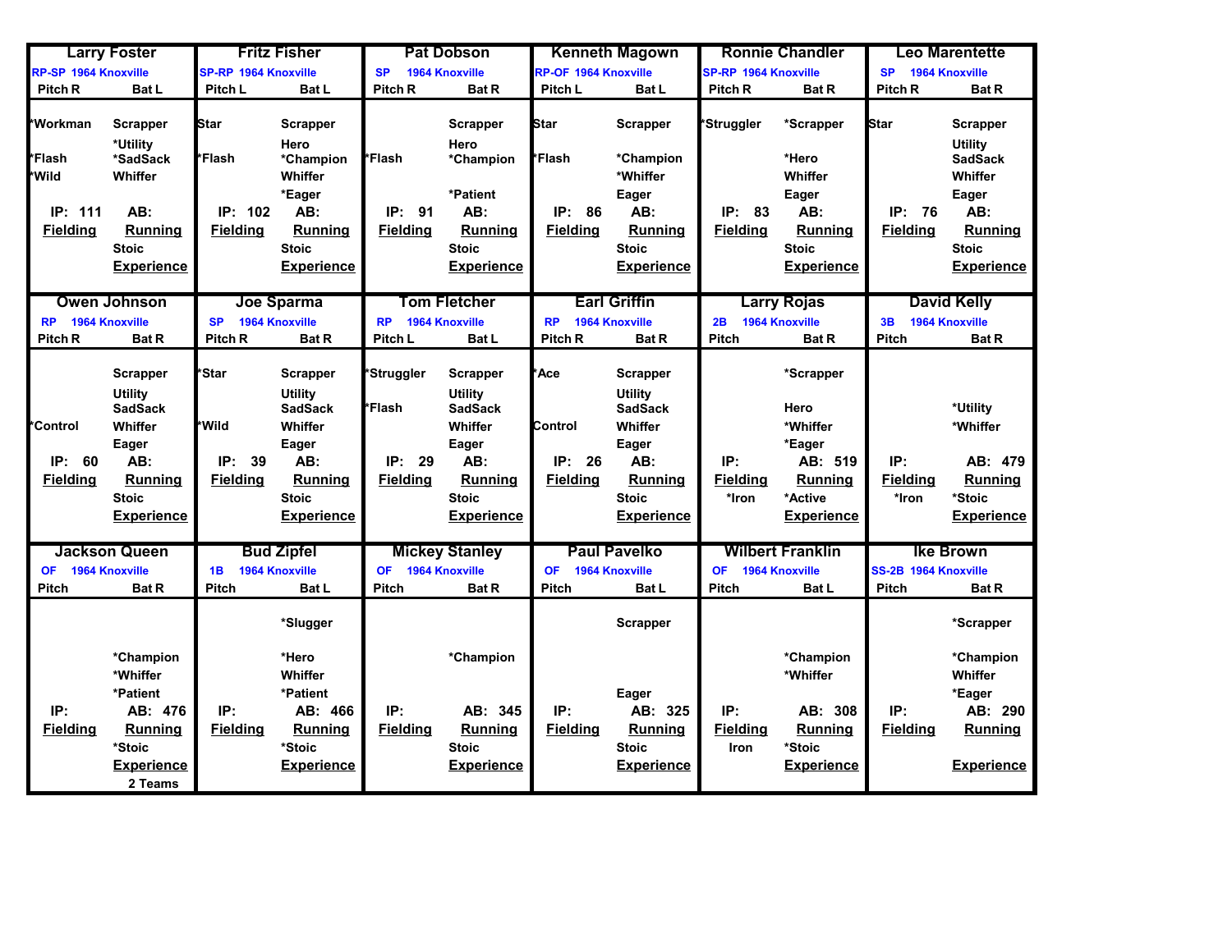| Larry Foster | Fritz Fisher | Pat Dobson | Kenneth Magown | Ronnie Chandler | Leo Marentette |
|---|---|---|---|---|---|
| RP-SP 1964 Knoxville | SP-RP 1964 Knoxville | SP 1964 Knoxville | RP-OF 1964 Knoxville | SP-RP 1964 Knoxville | SP 1964 Knoxville |
| Pitch R Bat L | Pitch L Bat L | Pitch R Bat R | Pitch L Bat L | Pitch R Bat R | Pitch R Bat R |
| *Workman Scrapper | Star Scrapper | Scrapper | Star Scrapper | *Struggler *Scrapper | Star Scrapper |
| *Utility | Hero | Hero | | | Utility |
| *Flash *SadSack | *Flash *Champion | *Flash *Champion | *Flash *Champion | *Hero | SadSack |
| *Wild Whiffer | Whiffer | | *Whiffer | Whiffer | Whiffer |
| | *Eager | *Patient | Eager | Eager | Eager |
| IP: 111 AB: | IP: 102 AB: | IP: 91 AB: | IP: 86 AB: | IP: 83 AB: | IP: 76 AB: |
| Fielding Running | Fielding Running | Fielding Running | Fielding Running | Fielding Running | Fielding Running |
| Stoic | Stoic | Stoic | Stoic | Stoic | Stoic |
| Experience | Experience | Experience | Experience | Experience | Experience |

| Owen Johnson | Joe Sparma | Tom Fletcher | Earl Griffin | Larry Rojas | David Kelly |
|---|---|---|---|---|---|
| RP 1964 Knoxville | SP 1964 Knoxville | RP 1964 Knoxville | RP 1964 Knoxville | 2B 1964 Knoxville | 3B 1964 Knoxville |
| Pitch R Bat R | Pitch R Bat R | Pitch L Bat L | Pitch R Bat R | Pitch Bat R | Pitch Bat R |
| Scrapper | *Star Scrapper | *Struggler Scrapper | *Ace Scrapper | *Scrapper | |
| Utility | Utility | Utility | Utility | | |
| SadSack | SadSack | *Flash SadSack | SadSack | Hero | *Utility |
| *Control Whiffer | *Wild Whiffer | Whiffer | Control Whiffer | *Whiffer | *Whiffer |
| Eager | Eager | Eager | Eager | *Eager | |
| IP: 60 AB: | IP: 39 AB: | IP: 29 AB: | IP: 26 AB: | IP: AB: 519 | IP: AB: 479 |
| Fielding Running | Fielding Running | Fielding Running | Fielding Running | Fielding Running | Fielding Running |
| Stoic | Stoic | Stoic | Stoic | *Iron *Active | *Iron *Stoic |
| Experience | Experience | Experience | Experience | Experience | Experience |

| Jackson Queen | Bud Zipfel | Mickey Stanley | Paul Pavelko | Wilbert Franklin | Ike Brown |
|---|---|---|---|---|---|
| OF 1964 Knoxville | 1B 1964 Knoxville | OF 1964 Knoxville | OF 1964 Knoxville | OF 1964 Knoxville | SS-2B 1964 Knoxville |
| Pitch Bat R | Pitch Bat L | Pitch Bat R | Pitch Bat L | Pitch Bat L | Pitch Bat R |
| | *Slugger | | Scrapper | | *Scrapper |
| *Champion | *Hero | *Champion | | *Champion | *Champion |
| *Whiffer | Whiffer | | | *Whiffer | Whiffer |
| *Patient | *Patient | | Eager | | *Eager |
| IP: AB: 476 | IP: AB: 466 | IP: AB: 345 | IP: AB: 325 | IP: AB: 308 | IP: AB: 290 |
| Fielding Running | Fielding Running | Fielding Running | Fielding Running | Fielding Running | Fielding Running |
| *Stoic | *Stoic | Stoic | Stoic | Iron *Stoic | |
| Experience | Experience | Experience | Experience | Experience | Experience |
| 2 Teams | | | | | |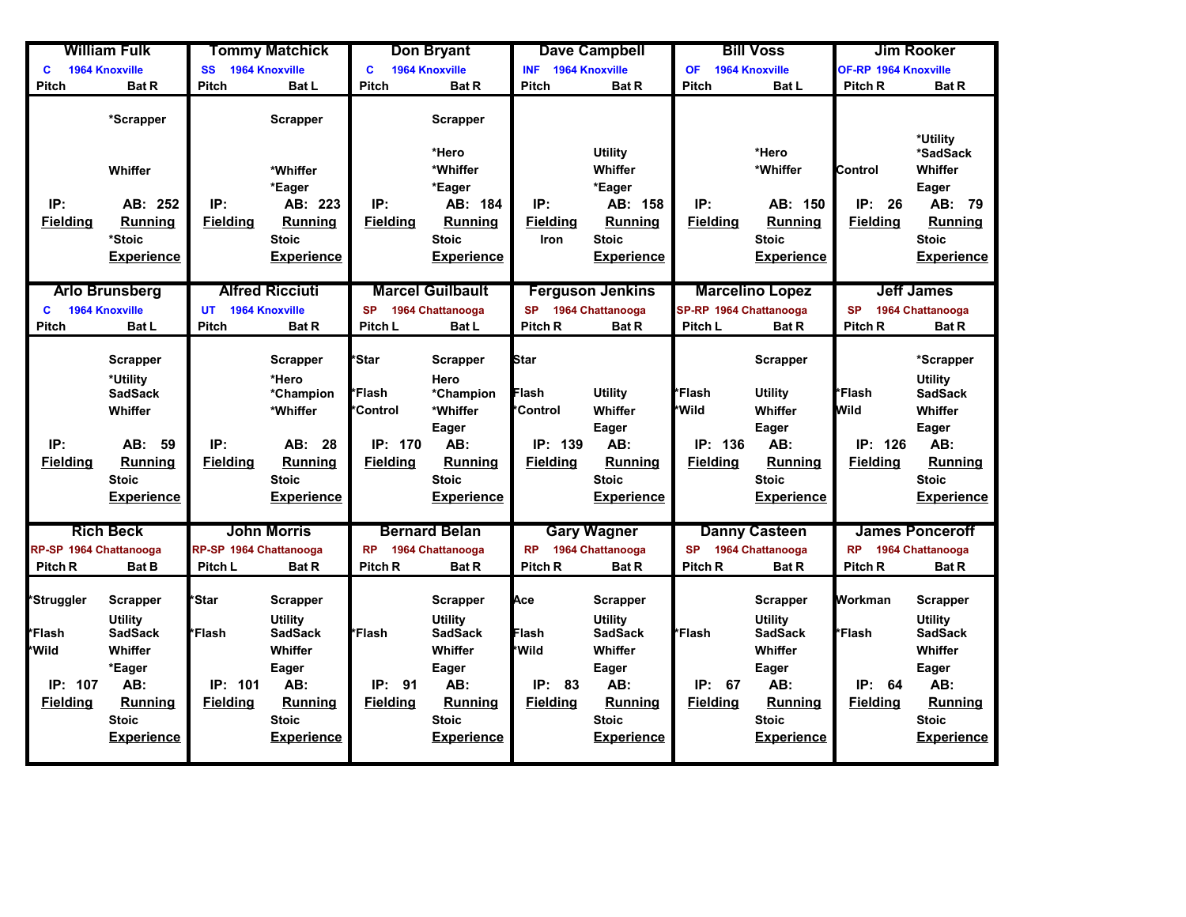| William Fulk | Tommy Matchick | Don Bryant | Dave Campbell | Bill Voss | Jim Rooker |
|---|---|---|---|---|---|
| C 1964 Knoxville | SS 1964 Knoxville | C 1964 Knoxville | INF 1964 Knoxville | OF 1964 Knoxville | OF-RP 1964 Knoxville |
| Pitch / Bat R | Pitch / Bat L | Pitch / Bat R | Pitch / Bat R | Pitch / Bat L | Pitch R / Bat R |
| *Scrapper | Scrapper | Scrapper | | | |
| | | *Hero | Utility | *Hero | *Utility |
| | | | | | *SadSack |
| Whiffer | *Whiffer | *Whiffer | Whiffer | *Whiffer | Control / Whiffer |
| | *Eager | *Eager | *Eager | | Eager |
| IP: / AB: 252 | IP: / AB: 223 | IP: / AB: 184 | IP: / AB: 158 | IP: / AB: 150 | IP: 26 / AB: 79 |
| Fielding / Running | Fielding / Running | Fielding / Running | Fielding / Running | Fielding / Running | Fielding / Running |
| *Stoic | Stoic | Stoic | Iron / Stoic | Stoic | Stoic |
| Experience | Experience | Experience | Experience | Experience | Experience |

| Arlo Brunsberg | Alfred Ricciuti | Marcel Guilbault | Ferguson Jenkins | Marcelino Lopez | Jeff James |
|---|---|---|---|---|---|
| C 1964 Knoxville | UT 1964 Knoxville | SP 1964 Chattanooga | SP 1964 Chattanooga | SP-RP 1964 Chattanooga | SP 1964 Chattanooga |
| Pitch / Bat L | Pitch / Bat R | Pitch L / Bat L | Pitch R / Bat R | Pitch L / Bat R | Pitch R / Bat R |
| Scrapper | Scrapper | *Star / Scrapper | Star | Scrapper | *Scrapper |
| *Utility | *Hero | Hero | | | Utility |
| SadSack | *Champion | *Flash / *Champion | Flash / Utility | *Flash / Utility | *Flash / SadSack |
| Whiffer | *Whiffer | *Control / *Whiffer | *Control / Whiffer | *Wild / Whiffer | Wild / Whiffer |
| | | Eager | Eager | Eager | Eager |
| IP: / AB: 59 | IP: / AB: 28 | IP: 170 / AB: | IP: 139 / AB: | IP: 136 / AB: | IP: 126 / AB: |
| Fielding / Running | Fielding / Running | Fielding / Running | Fielding / Running | Fielding / Running | Fielding / Running |
| Stoic | Stoic | Stoic | Stoic | Stoic | Stoic |
| Experience | Experience | Experience | Experience | Experience | Experience |

| Rich Beck | John Morris | Bernard Belan | Gary Wagner | Danny Casteen | James Ponceroff |
|---|---|---|---|---|---|
| RP-SP 1964 Chattanooga | RP-SP 1964 Chattanooga | RP 1964 Chattanooga | RP 1964 Chattanooga | SP 1964 Chattanooga | RP 1964 Chattanooga |
| Pitch R / Bat B | Pitch L / Bat R | Pitch R / Bat R | Pitch R / Bat R | Pitch R / Bat R | Pitch R / Bat R |
| *Struggler / Scrapper | *Star / Scrapper | Scrapper | Ace / Scrapper | Scrapper | Workman / Scrapper |
| Utility | Utility | Utility | Utility | Utility | Utility |
| *Flash / SadSack | *Flash / SadSack | *Flash / SadSack | Flash / SadSack | *Flash / SadSack | *Flash / SadSack |
| *Wild / Whiffer | Whiffer | Whiffer | *Wild / Whiffer | Whiffer | Whiffer |
| *Eager | Eager | Eager | Eager | Eager | Eager |
| IP: 107 / AB: | IP: 101 / AB: | IP: 91 / AB: | IP: 83 / AB: | IP: 67 / AB: | IP: 64 / AB: |
| Fielding / Running | Fielding / Running | Fielding / Running | Fielding / Running | Fielding / Running | Fielding / Running |
| Stoic | Stoic | Stoic | Stoic | Stoic | Stoic |
| Experience | Experience | Experience | Experience | Experience | Experience |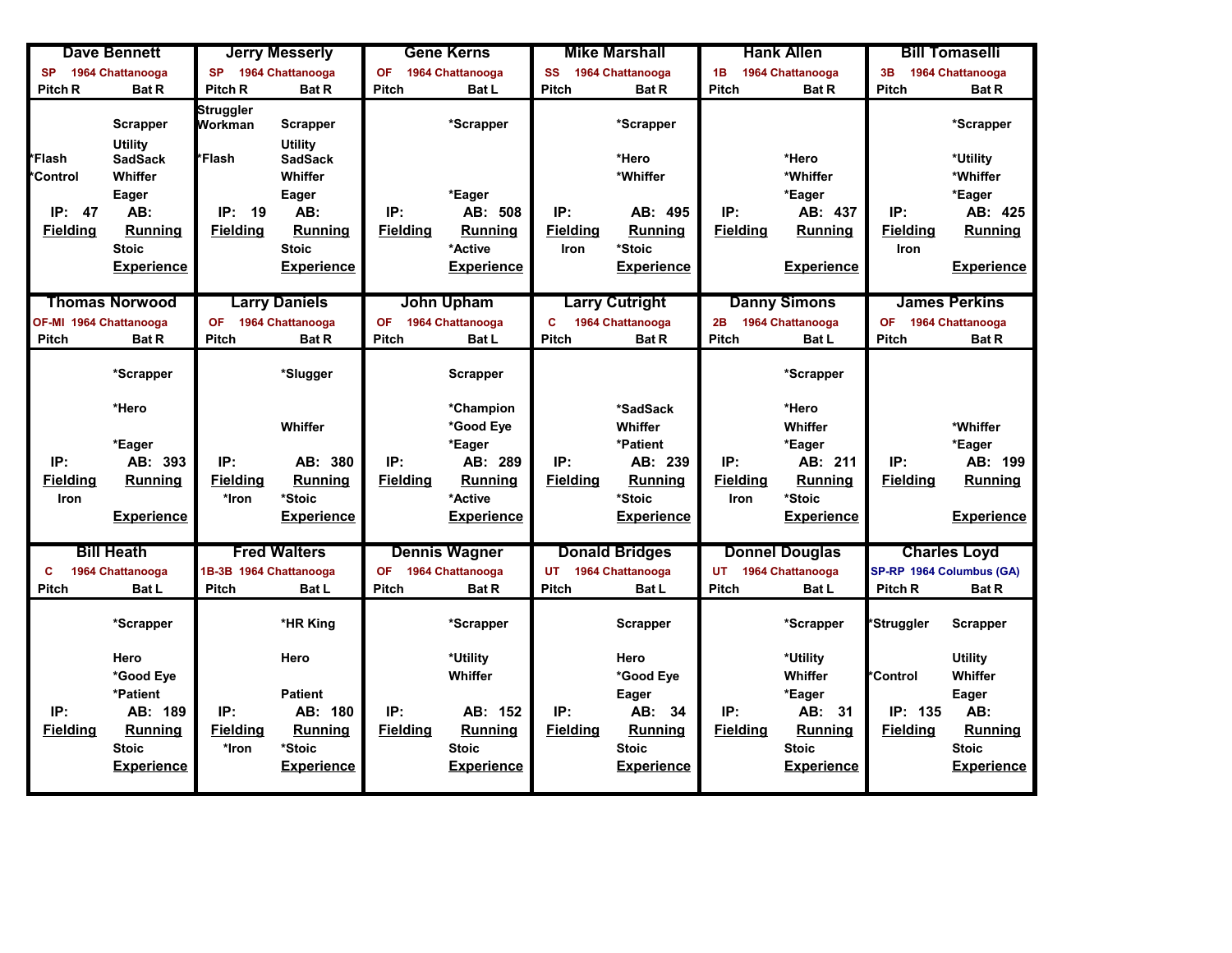## Dave Bennett
SP 1964 Chattanooga
Pitch R | Bat R

| | |
|---|---|
| | Scrapper |
| | Utility |
| *Flash | SadSack |
| *Control | Whiffer |
| | Eager |
| IP: 47 | AB: |
| **Fielding** | **Running** |
| | Stoic |
| | **Experience** |

## Jerry Messerly
SP 1964 Chattanooga
Pitch R | Bat R

| | |
|---|---|
| Struggler | |
| Workman | Scrapper |
| | Utility |
| *Flash | SadSack |
| | Whiffer |
| | Eager |
| IP: 19 | AB: |
| **Fielding** | **Running** |
| | Stoic |
| | **Experience** |

## Gene Kerns
OF 1964 Chattanooga
Pitch | Bat L

| | |
|---|---|
| | *Scrapper |
| | *Eager |
| IP: | AB: 508 |
| **Fielding** | **Running** |
| | *Active |
| | **Experience** |

## Mike Marshall
SS 1964 Chattanooga
Pitch | Bat R

| | |
|---|---|
| | *Scrapper |
| | *Hero |
| | *Whiffer |
| IP: | AB: 495 |
| **Fielding** | **Running** |
| Iron | *Stoic |
| | **Experience** |

## Hank Allen
1B 1964 Chattanooga
Pitch | Bat R

| | |
|---|---|
| | *Hero |
| | *Whiffer |
| | *Eager |
| IP: | AB: 437 |
| **Fielding** | **Running** |
| | **Experience** |

## Bill Tomaselli
3B 1964 Chattanooga
Pitch | Bat R

| | |
|---|---|
| | *Scrapper |
| | *Utility |
| | *Whiffer |
| | *Eager |
| IP: | AB: 425 |
| **Fielding** | **Running** |
| Iron | |
| | **Experience** |

## Thomas Norwood
OF-MI 1964 Chattanooga
Pitch | Bat R

| | |
|---|---|
| | *Scrapper |
| | *Hero |
| | *Eager |
| IP: | AB: 393 |
| **Fielding** | **Running** |
| Iron | |
| | **Experience** |

## Larry Daniels
OF 1964 Chattanooga
Pitch | Bat R

| | |
|---|---|
| | *Slugger |
| | Whiffer |
| IP: | AB: 380 |
| **Fielding** | **Running** |
| *Iron | *Stoic |
| | **Experience** |

## John Upham
OF 1964 Chattanooga
Pitch | Bat L

| | |
|---|---|
| | Scrapper |
| | *Champion |
| | *Good Eye |
| | *Eager |
| IP: | AB: 289 |
| **Fielding** | **Running** |
| | *Active |
| | **Experience** |

## Larry Cutright
C 1964 Chattanooga
Pitch | Bat R

| | |
|---|---|
| | *SadSack |
| | Whiffer |
| | *Patient |
| IP: | AB: 239 |
| **Fielding** | **Running** |
| | *Stoic |
| | **Experience** |

## Danny Simons
2B 1964 Chattanooga
Pitch | Bat L

| | |
|---|---|
| | *Scrapper |
| | *Hero |
| | Whiffer |
| | *Eager |
| IP: | AB: 211 |
| **Fielding** | **Running** |
| Iron | *Stoic |
| | **Experience** |

## James Perkins
OF 1964 Chattanooga
Pitch | Bat R

| | |
|---|---|
| | *Whiffer |
| | *Eager |
| IP: | AB: 199 |
| **Fielding** | **Running** |
| | **Experience** |

## Bill Heath
C 1964 Chattanooga
Pitch | Bat L

| | |
|---|---|
| | *Scrapper |
| | Hero |
| | *Good Eye |
| | *Patient |
| IP: | AB: 189 |
| **Fielding** | **Running** |
| | Stoic |
| | **Experience** |

## Fred Walters
1B-3B 1964 Chattanooga
Pitch | Bat L

| | |
|---|---|
| | *HR King |
| | Hero |
| | Patient |
| IP: | AB: 180 |
| **Fielding** | **Running** |
| *Iron | *Stoic |
| | **Experience** |

## Dennis Wagner
OF 1964 Chattanooga
Pitch | Bat R

| | |
|---|---|
| | *Scrapper |
| | *Utility |
| | Whiffer |
| IP: | AB: 152 |
| **Fielding** | **Running** |
| | Stoic |
| | **Experience** |

## Donald Bridges
UT 1964 Chattanooga
Pitch | Bat L

| | |
|---|---|
| | Scrapper |
| | Hero |
| | *Good Eye |
| | Eager |
| IP: | AB: 34 |
| **Fielding** | **Running** |
| | Stoic |
| | **Experience** |

## Donnel Douglas
UT 1964 Chattanooga
Pitch | Bat L

| | |
|---|---|
| | *Scrapper |
| | *Utility |
| | Whiffer |
| | *Eager |
| IP: | AB: 31 |
| **Fielding** | **Running** |
| | Stoic |
| | **Experience** |

## Charles Loyd
SP-RP 1964 Columbus (GA)
Pitch R | Bat R

| | |
|---|---|
| *Struggler | Scrapper |
| | Utility |
| *Control | Whiffer |
| | Eager |
| IP: 135 | AB: |
| **Fielding** | **Running** |
| | Stoic |
| | **Experience** |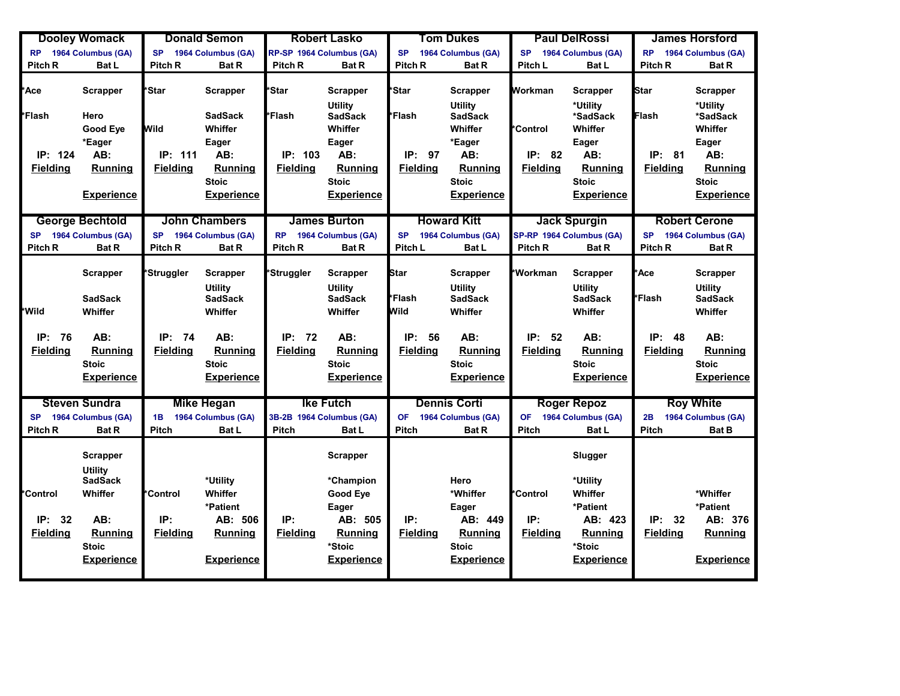## Dooley Womack

RP 1964 Columbus (GA)
Pitch R | Bat L

| | |
|---|---|
| *Ace | Scrapper |
| *Flash | Hero |
| | Good Eye |
| | *Eager |
| IP: 124 | AB: |
| **Fielding** | **Running** |
| | Stoic |
| | **Experience** |

## Donald Semon

SP 1964 Columbus (GA)
Pitch R | Bat R

| | |
|---|---|
| *Star | Scrapper |
| | SadSack |
| Wild | Whiffer |
| | Eager |
| IP: 111 | AB: |
| **Fielding** | **Running** |
| | Stoic |
| | **Experience** |

## Robert Lasko

RP-SP 1964 Columbus (GA)
Pitch R | Bat R

| | |
|---|---|
| *Star | Scrapper |
| | Utility |
| *Flash | SadSack |
| | Whiffer |
| | Eager |
| IP: 103 | AB: |
| **Fielding** | **Running** |
| | Stoic |
| | **Experience** |

## Tom Dukes

SP 1964 Columbus (GA)
Pitch R | Bat R

| | |
|---|---|
| *Star | Scrapper |
| | Utility |
| *Flash | SadSack |
| | Whiffer |
| | *Eager |
| IP: 97 | AB: |
| **Fielding** | **Running** |
| | Stoic |
| | **Experience** |

## Paul DelRossi

SP 1964 Columbus (GA)
Pitch L | Bat L

| | |
|---|---|
| Workman | Scrapper |
| | *Utility |
| | *SadSack |
| *Control | Whiffer |
| | Eager |
| IP: 82 | AB: |
| **Fielding** | **Running** |
| | Stoic |
| | **Experience** |

## James Horsford

RP 1964 Columbus (GA)
Pitch R | Bat R

| | |
|---|---|
| Star | Scrapper |
| | *Utility |
| Flash | *SadSack |
| | Whiffer |
| | Eager |
| IP: 81 | AB: |
| **Fielding** | **Running** |
| | Stoic |
| | **Experience** |

## George Bechtold

SP 1964 Columbus (GA)
Pitch R | Bat R

| | |
|---|---|
| | Scrapper |
| | SadSack |
| *Wild | Whiffer |
| IP: 76 | AB: |
| **Fielding** | **Running** |
| | Stoic |
| | **Experience** |

## John Chambers

SP 1964 Columbus (GA)
Pitch R | Bat R

| | |
|---|---|
| *Struggler | Scrapper |
| | Utility |
| | SadSack |
| | Whiffer |
| IP: 74 | AB: |
| **Fielding** | **Running** |
| | Stoic |
| | **Experience** |

## James Burton

RP 1964 Columbus (GA)
Pitch R | Bat R

| | |
|---|---|
| *Struggler | Scrapper |
| | Utility |
| | SadSack |
| | Whiffer |
| IP: 72 | AB: |
| **Fielding** | **Running** |
| | Stoic |
| | **Experience** |

## Howard Kitt

SP 1964 Columbus (GA)
Pitch L | Bat L

| | |
|---|---|
| Star | Scrapper |
| | Utility |
| *Flash | SadSack |
| Wild | Whiffer |
| IP: 56 | AB: |
| **Fielding** | **Running** |
| | Stoic |
| | **Experience** |

## Jack Spurgin

SP-RP 1964 Columbus (GA)
Pitch R | Bat R

| | |
|---|---|
| *Workman | Scrapper |
| | Utility |
| | SadSack |
| | Whiffer |
| IP: 52 | AB: |
| **Fielding** | **Running** |
| | Stoic |
| | **Experience** |

## Robert Cerone

SP 1964 Columbus (GA)
Pitch R | Bat R

| | |
|---|---|
| *Ace | Scrapper |
| | Utility |
| *Flash | SadSack |
| | Whiffer |
| IP: 48 | AB: |
| **Fielding** | **Running** |
| | Stoic |
| | **Experience** |

## Steven Sundra

SP 1964 Columbus (GA)
Pitch R | Bat R

| | |
|---|---|
| | Scrapper |
| | Utility |
| | SadSack |
| *Control | Whiffer |
| IP: 32 | AB: |
| **Fielding** | **Running** |
| | Stoic |
| | **Experience** |

## Mike Hegan

1B 1964 Columbus (GA)
Pitch | Bat L

| | |
|---|---|
| | *Utility |
| *Control | Whiffer |
| | *Patient |
| IP: | AB: 506 |
| **Fielding** | **Running** |
| | **Experience** |

## Ike Futch

3B-2B 1964 Columbus (GA)
Pitch | Bat L

| | |
|---|---|
| | Scrapper |
| | *Champion |
| | Good Eye |
| | Eager |
| IP: | AB: 505 |
| **Fielding** | **Running** |
| | *Stoic |
| | **Experience** |

## Dennis Corti

OF 1964 Columbus (GA)
Pitch | Bat R

| | |
|---|---|
| | Hero |
| | *Whiffer |
| | Eager |
| IP: | AB: 449 |
| **Fielding** | **Running** |
| | Stoic |
| | **Experience** |

## Roger Repoz

OF 1964 Columbus (GA)
Pitch | Bat L

| | |
|---|---|
| | Slugger |
| | *Utility |
| *Control | Whiffer |
| | *Patient |
| IP: | AB: 423 |
| **Fielding** | **Running** |
| | *Stoic |
| | **Experience** |

## Roy White

2B 1964 Columbus (GA)
Pitch | Bat B

| | |
|---|---|
| | *Whiffer |
| | *Patient |
| IP: 32 | AB: 376 |
| **Fielding** | **Running** |
| | **Experience** |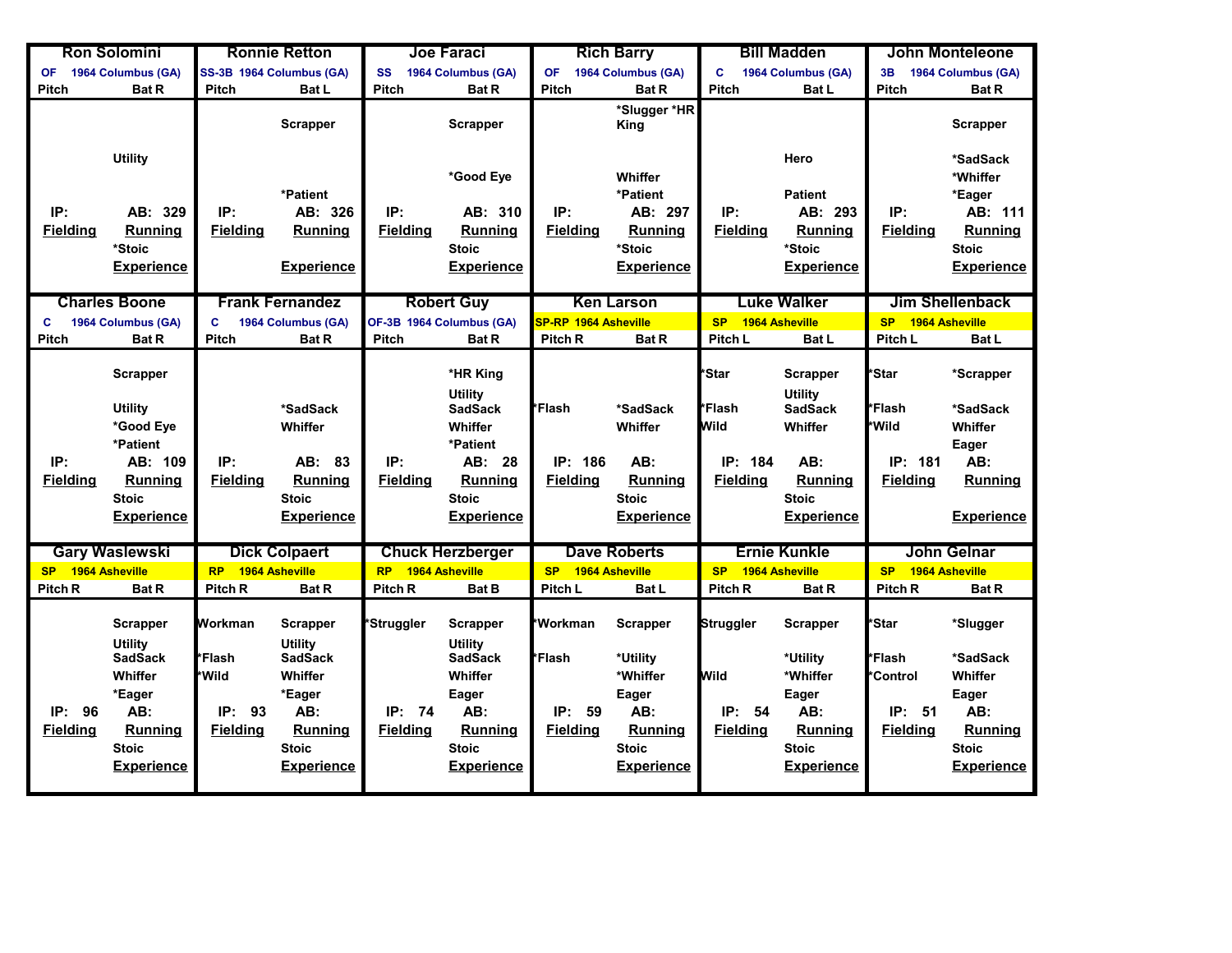## Ron Solomini

OF 1964 Columbus (GA)

| Pitch | Bat R |
|---|---|
| | Utility |
| IP: | AB: 329 |
| Fielding | Running |
| | *Stoic |
| | Experience |

## Ronnie Retton

SS-3B 1964 Columbus (GA)

| Pitch | Bat L |
|---|---|
| | Scrapper |
| | *Patient |
| IP: | AB: 326 |
| Fielding | Running |
| | Experience |

## Joe Faraci

SS 1964 Columbus (GA)

| Pitch | Bat R |
|---|---|
| | Scrapper |
| | *Good Eye |
| IP: | AB: 310 |
| Fielding | Running |
| | Stoic |
| | Experience |

## Rich Barry

OF 1964 Columbus (GA)

| Pitch | Bat R |
|---|---|
| | *Slugger *HR King |
| | Whiffer |
| | *Patient |
| IP: | AB: 297 |
| Fielding | Running |
| | *Stoic |
| | Experience |

## Bill Madden

C 1964 Columbus (GA)

| Pitch | Bat L |
|---|---|
| | Hero |
| | Patient |
| IP: | AB: 293 |
| Fielding | Running |
| | *Stoic |
| | Experience |

## John Monteleone

3B 1964 Columbus (GA)

| Pitch | Bat R |
|---|---|
| | Scrapper |
| | *SadSack |
| | *Whiffer |
| | *Eager |
| IP: | AB: 111 |
| Fielding | Running |
| | Stoic |
| | Experience |

## Charles Boone

C 1964 Columbus (GA)

| Pitch | Bat R |
|---|---|
| | Scrapper |
| | Utility |
| | *Good Eye |
| | *Patient |
| IP: | AB: 109 |
| Fielding | Running |
| | Stoic |
| | Experience |

## Frank Fernandez

C 1964 Columbus (GA)

| Pitch | Bat R |
|---|---|
| | *SadSack |
| | Whiffer |
| IP: | AB: 83 |
| Fielding | Running |
| | Stoic |
| | Experience |

## Robert Guy

OF-3B 1964 Columbus (GA)

| Pitch | Bat R |
|---|---|
| | *HR King |
| | Utility |
| | SadSack |
| | Whiffer |
| | *Patient |
| IP: | AB: 28 |
| Fielding | Running |
| | Stoic |
| | Experience |

## Ken Larson

SP-RP 1964 Asheville

| Pitch R | Bat R |
|---|---|
| *Flash | *SadSack |
| | Whiffer |
| IP: 186 | AB: |
| Fielding | Running |
| | Stoic |
| | Experience |

## Luke Walker

SP 1964 Asheville

| Pitch L | Bat L |
|---|---|
| *Star | Scrapper |
| | Utility |
| *Flash | SadSack |
| Wild | Whiffer |
| IP: 184 | AB: |
| Fielding | Running |
| | Stoic |
| | Experience |

## Jim Shellenback

SP 1964 Asheville

| Pitch L | Bat L |
|---|---|
| *Star | *Scrapper |
| *Flash | *SadSack |
| *Wild | Whiffer |
| | Eager |
| IP: 181 | AB: |
| Fielding | Running |
| | Experience |

## Gary Waslewski

SP 1964 Asheville

| Pitch R | Bat R |
|---|---|
| | Scrapper |
| | Utility |
| | SadSack |
| | Whiffer |
| | *Eager |
| IP: 96 | AB: |
| Fielding | Running |
| | Stoic |
| | Experience |

## Dick Colpaert

RP 1964 Asheville

| Pitch R | Bat R |
|---|---|
| Workman | Scrapper |
| | Utility |
| *Flash | SadSack |
| *Wild | Whiffer |
| | *Eager |
| IP: 93 | AB: |
| Fielding | Running |
| | Stoic |
| | Experience |

## Chuck Herzberger

RP 1964 Asheville

| Pitch R | Bat B |
|---|---|
| *Struggler | Scrapper |
| | Utility |
| | SadSack |
| | Whiffer |
| | Eager |
| IP: 74 | AB: |
| Fielding | Running |
| | Stoic |
| | Experience |

## Dave Roberts

SP 1964 Asheville

| Pitch L | Bat L |
|---|---|
| *Workman | Scrapper |
| *Flash | *Utility |
| | *Whiffer |
| | Eager |
| IP: 59 | AB: |
| Fielding | Running |
| | Stoic |
| | Experience |

## Ernie Kunkle

SP 1964 Asheville

| Pitch R | Bat R |
|---|---|
| Struggler | Scrapper |
| | *Utility |
| Wild | *Whiffer |
| | Eager |
| IP: 54 | AB: |
| Fielding | Running |
| | Stoic |
| | Experience |

## John Gelnar

SP 1964 Asheville

| Pitch R | Bat R |
|---|---|
| *Star | *Slugger |
| *Flash | *SadSack |
| *Control | Whiffer |
| | Eager |
| IP: 51 | AB: |
| Fielding | Running |
| | Stoic |
| | Experience |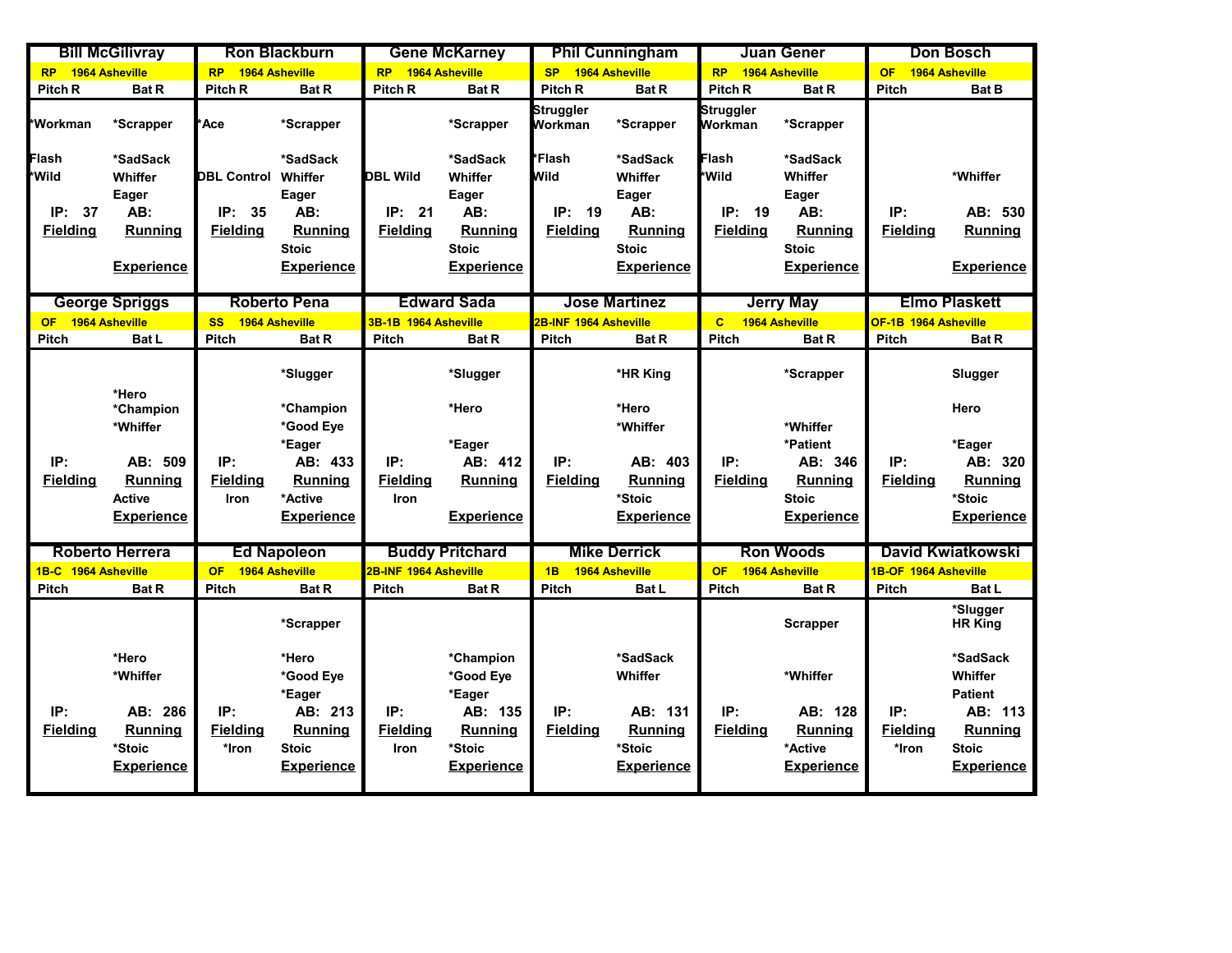## Bill McGilivray
**RP 1964 Asheville**

| Pitch R | Bat R |
|---|---|
| *Workman | *Scrapper |
| Flash | *SadSack |
| *Wild | Whiffer |
| | Eager |
| IP: 37 | AB: |
| Fielding | Running |
| | Stoic |
| | Experience |

## Ron Blackburn
**RP 1964 Asheville**

| Pitch R | Bat R |
|---|---|
| *Ace | *Scrapper |
| | *SadSack |
| DBL Control | Whiffer |
| | Eager |
| IP: 35 | AB: |
| Fielding | Running |
| | Stoic |
| | Experience |

## Gene McKarney
**RP 1964 Asheville**

| Pitch R | Bat R |
|---|---|
| | *Scrapper |
| | *SadSack |
| DBL Wild | Whiffer |
| | Eager |
| IP: 21 | AB: |
| Fielding | Running |
| | Stoic |
| | Experience |

## Phil Cunningham
**SP 1964 Asheville**

| Pitch R | Bat R |
|---|---|
| Struggler | |
| Workman | *Scrapper |
| *Flash | *SadSack |
| Wild | Whiffer |
| | Eager |
| IP: 19 | AB: |
| Fielding | Running |
| | Stoic |
| | Experience |

## Juan Gener
**RP 1964 Asheville**

| Pitch R | Bat R |
|---|---|
| Struggler | |
| Workman | *Scrapper |
| Flash | *SadSack |
| *Wild | Whiffer |
| | Eager |
| IP: 19 | AB: |
| Fielding | Running |
| | Stoic |
| | Experience |

## Don Bosch
**OF 1964 Asheville**

| Pitch | Bat B |
|---|---|
| | *Whiffer |
| IP: | AB: 530 |
| Fielding | Running |
| | Experience |

## George Spriggs
**OF 1964 Asheville**

| Pitch | Bat L |
|---|---|
| | *Hero |
| | *Champion |
| | *Whiffer |
| IP: | AB: 509 |
| Fielding | Running |
| | Active |
| | Experience |

## Roberto Pena
**SS 1964 Asheville**

| Pitch | Bat R |
|---|---|
| | *Slugger |
| | *Champion |
| | *Good Eye |
| | *Eager |
| IP: | AB: 433 |
| Fielding | Running |
| Iron | *Active |
| | Experience |

## Edward Sada
**3B-1B 1964 Asheville**

| Pitch | Bat R |
|---|---|
| | *Slugger |
| | *Hero |
| | *Eager |
| IP: | AB: 412 |
| Fielding | Running |
| Iron | |
| | Experience |

## Jose Martinez
**2B-INF 1964 Asheville**

| Pitch | Bat R |
|---|---|
| | *HR King |
| | *Hero |
| | *Whiffer |
| IP: | AB: 403 |
| Fielding | Running |
| | *Stoic |
| | Experience |

## Jerry May
**C 1964 Asheville**

| Pitch | Bat R |
|---|---|
| | *Scrapper |
| | *Whiffer |
| | *Patient |
| IP: | AB: 346 |
| Fielding | Running |
| | Stoic |
| | Experience |

## Elmo Plaskett
**OF-1B 1964 Asheville**

| Pitch | Bat R |
|---|---|
| | Slugger |
| | Hero |
| | *Eager |
| IP: | AB: 320 |
| Fielding | Running |
| | *Stoic |
| | Experience |

## Roberto Herrera
**1B-C 1964 Asheville**

| Pitch | Bat R |
|---|---|
| | *Hero |
| | *Whiffer |
| IP: | AB: 286 |
| Fielding | Running |
| | *Stoic |
| | Experience |

## Ed Napoleon
**OF 1964 Asheville**

| Pitch | Bat R |
|---|---|
| | *Scrapper |
| | *Hero |
| | *Good Eye |
| | *Eager |
| IP: | AB: 213 |
| Fielding | Running |
| *Iron | Stoic |
| | Experience |

## Buddy Pritchard
**2B-INF 1964 Asheville**

| Pitch | Bat R |
|---|---|
| | *Champion |
| | *Good Eye |
| | *Eager |
| IP: | AB: 135 |
| Fielding | Running |
| Iron | *Stoic |
| | Experience |

## Mike Derrick
**1B 1964 Asheville**

| Pitch | Bat L |
|---|---|
| | *SadSack |
| | Whiffer |
| IP: | AB: 131 |
| Fielding | Running |
| | *Stoic |
| | Experience |

## Ron Woods
**OF 1964 Asheville**

| Pitch | Bat R |
|---|---|
| | Scrapper |
| | *Whiffer |
| IP: | AB: 128 |
| Fielding | Running |
| | *Active |
| | Experience |

## David Kwiatkowski
**1B-OF 1964 Asheville**

| Pitch | Bat L |
|---|---|
| | *Slugger |
| | HR King |
| | *SadSack |
| | Whiffer |
| | Patient |
| IP: | AB: 113 |
| Fielding | Running |
| *Iron | Stoic |
| | Experience |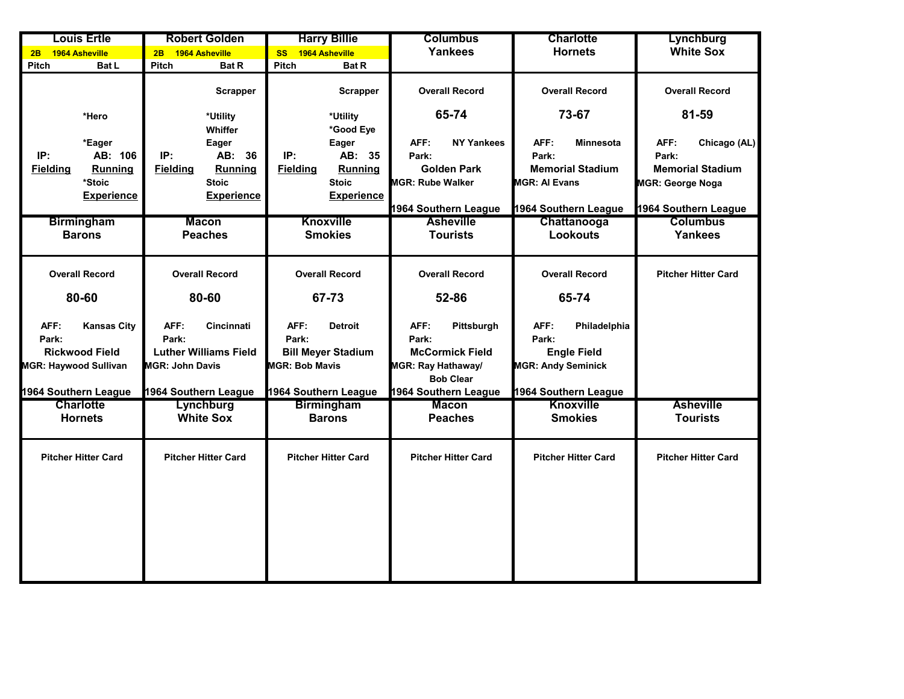| Louis Ertle | Robert Golden | Harry Billie | Columbus Yankees | Charlotte Hornets | Lynchburg White Sox |
|---|---|---|---|---|---|
| 2B 1964 Asheville | 2B 1964 Asheville | SS 1964 Asheville | | | |
| Pitch Bat L | Pitch Bat R | Pitch Bat R | | | |
| *Hero<br>*Eager<br>IP: AB: 106<br>Fielding Running<br>*Stoic<br>Experience | Scrapper<br>*Utility<br>Whiffer<br>Eager<br>IP: AB: 36<br>Fielding Running<br>Stoic<br>Experience | Scrapper<br>*Utility<br>*Good Eye<br>Eager<br>IP: AB: 35<br>Fielding Running<br>Stoic<br>Experience | Overall Record<br>65-74<br>AFF: NY Yankees<br>Park:<br>Golden Park<br>MGR: Rube Walker<br>1964 Southern League | Overall Record<br>73-67<br>AFF: Minnesota<br>Park:<br>Memorial Stadium<br>MGR: Al Evans<br>1964 Southern League | Overall Record<br>81-59<br>AFF: Chicago (AL)<br>Park:<br>Memorial Stadium<br>MGR: George Noga<br>1964 Southern League |

| Birmingham Barons | Macon Peaches | Knoxville Smokies | Asheville Tourists | Chattanooga Lookouts | Columbus Yankees |
|---|---|---|---|---|---|
| Overall Record<br>80-60<br>AFF: Kansas City<br>Park:<br>Rickwood Field<br>MGR: Haywood Sullivan<br>1964 Southern League | Overall Record<br>80-60<br>AFF: Cincinnati<br>Park:<br>Luther Williams Field<br>MGR: John Davis<br>1964 Southern League | Overall Record<br>67-73<br>AFF: Detroit<br>Park:<br>Bill Meyer Stadium<br>MGR: Bob Mavis<br>1964 Southern League | Overall Record<br>52-86<br>AFF: Pittsburgh<br>Park:<br>McCormick Field<br>MGR: Ray Hathaway/ Bob Clear<br>1964 Southern League | Overall Record<br>65-74<br>AFF: Philadelphia<br>Park:<br>Engle Field<br>MGR: Andy Seminick<br>1964 Southern League | Pitcher Hitter Card |

| Charlotte Hornets | Lynchburg White Sox | Birmingham Barons | Macon Peaches | Knoxville Smokies | Asheville Tourists |
|---|---|---|---|---|---|
| Pitcher Hitter Card | Pitcher Hitter Card | Pitcher Hitter Card | Pitcher Hitter Card | Pitcher Hitter Card | Pitcher Hitter Card |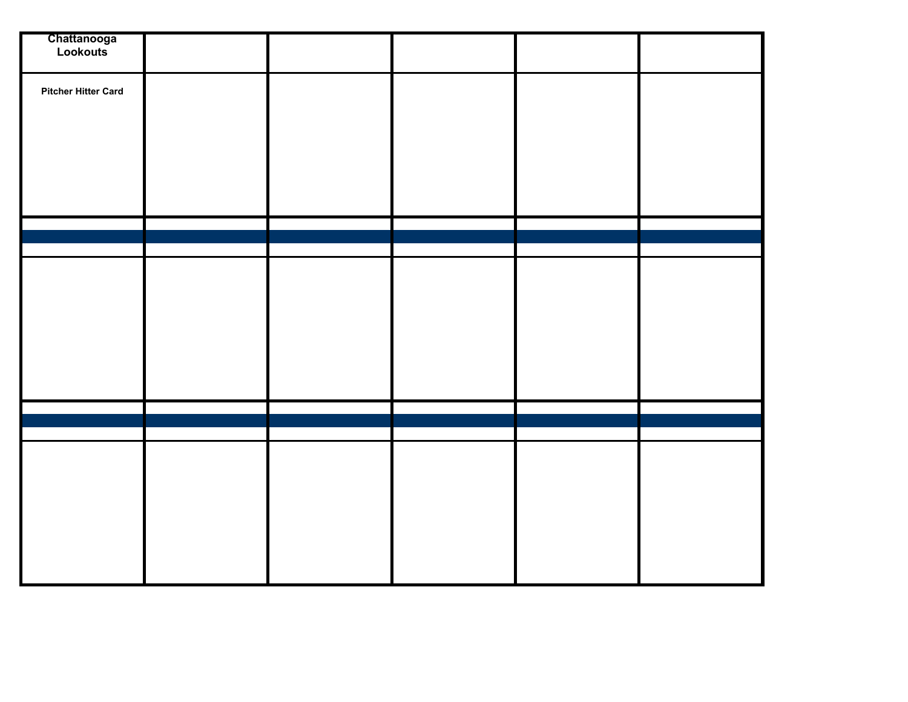| Chattanooga Lookouts | | | | | |
|---|---|---|---|---|---|
| Pitcher Hitter Card | | | | | |
| | | | | | |
| | | | | | |
| | | | | | |
| | | | | | |
| | | | | | |